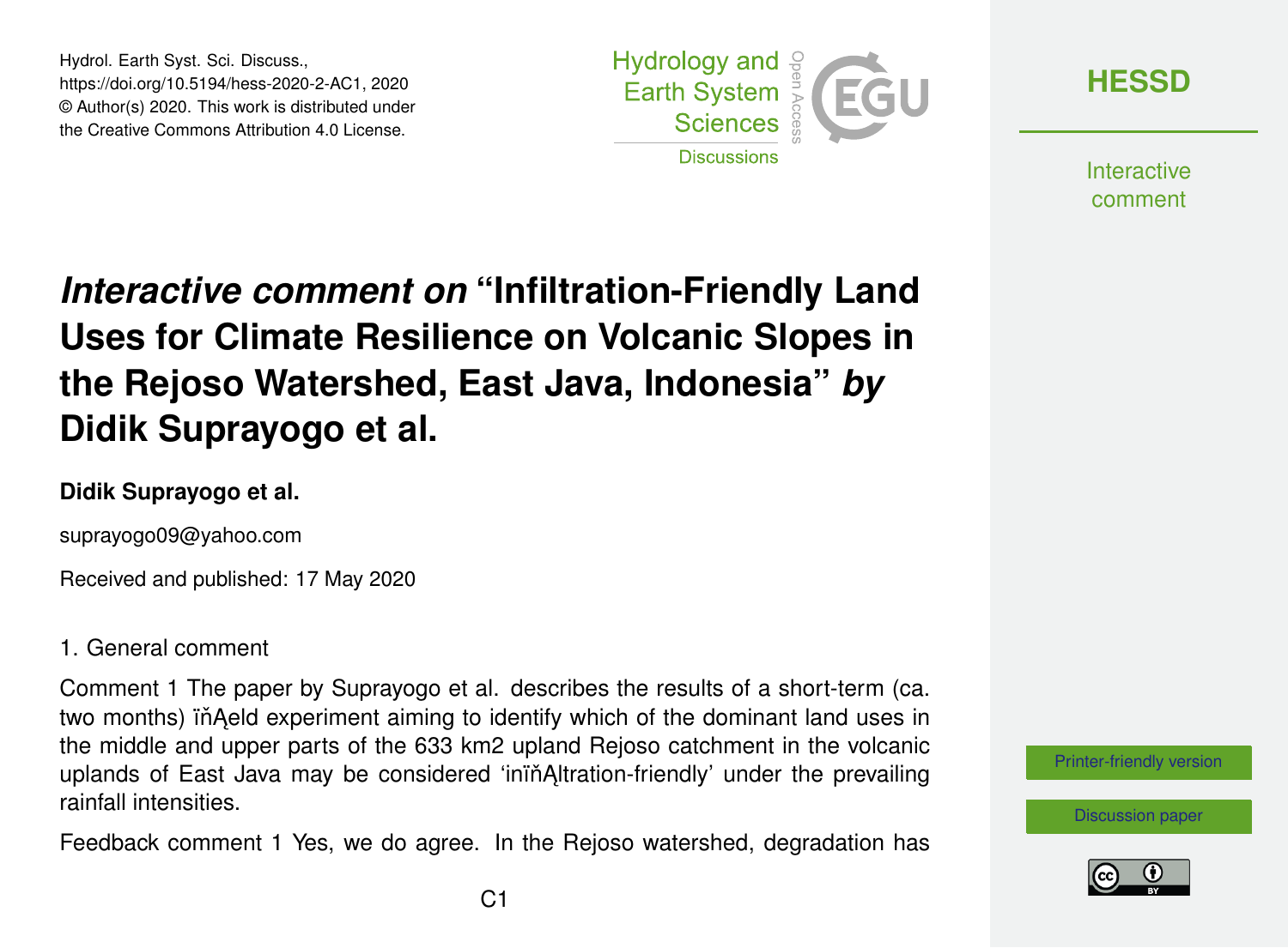# *Interactive comment on* "Infiltration-Friendly Land Uses for Climate Resilience on Volcanic Slopes in the Rejoso Watershed, East Java, Indonesia" *by* Didik Suprayogo et al.

**Didik Suprayogo et al.**

suprayogo09@yahoo.com

Received and published: 17 May 2020

1. General comment

Comment 1 The paper by Suprayogo et al. describes the results of a short-term (ca. two months) ïňĄeld experiment aiming to identify which of the dominant land uses in the middle and upper parts of the 633 km2 upland Rejoso catchment in the volcanic uplands of East Java may be considered 'inïňĄltration-friendly' under the prevailing rainfall intensities.

Feedback comment 1 Yes, we do agree. In the Rejoso watershed, degradation has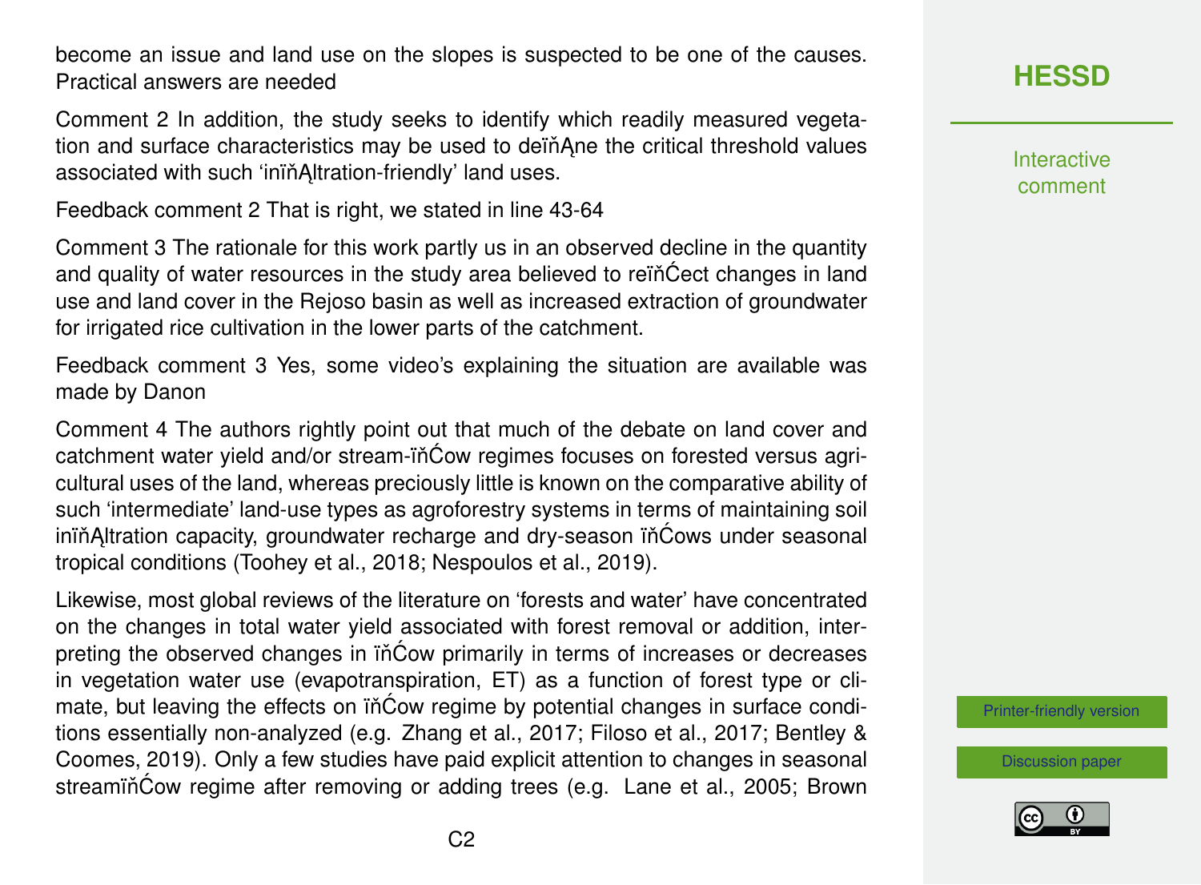become an issue and land use on the slopes is suspected to be one of the causes. Practical answers are needed

Comment 2 In addition, the study seeks to identify which readily measured vegetation and surface characteristics may be used to deïňĄne the critical threshold values associated with such 'inïňĄltration-friendly' land uses.

Feedback comment 2 That is right, we stated in line 43-64

Comment 3 The rationale for this work partly us in an observed decline in the quantity and quality of water resources in the study area believed to reïňĆect changes in land use and land cover in the Rejoso basin as well as increased extraction of groundwater for irrigated rice cultivation in the lower parts of the catchment.

Feedback comment 3 Yes, some video's explaining the situation are available was made by Danon

Comment 4 The authors rightly point out that much of the debate on land cover and catchment water yield and/or stream-ïňĆow regimes focuses on forested versus agricultural uses of the land, whereas preciously little is known on the comparative ability of such 'intermediate' land-use types as agroforestry systems in terms of maintaining soil inïňĄltration capacity, groundwater recharge and dry-season ïňĆows under seasonal tropical conditions (Toohey et al., 2018; Nespoulos et al., 2019).

Likewise, most global reviews of the literature on 'forests and water' have concentrated on the changes in total water yield associated with forest removal or addition, interpreting the observed changes in ïňĆow primarily in terms of increases or decreases in vegetation water use (evapotranspiration, ET) as a function of forest type or climate, but leaving the effects on ïňĆow regime by potential changes in surface conditions essentially non-analyzed (e.g. Zhang et al., 2017; Filoso et al., 2017; Bentley & Coomes, 2019). Only a few studies have paid explicit attention to changes in seasonal streamïňĆow regime after removing or adding trees (e.g. Lane et al., 2005; Brown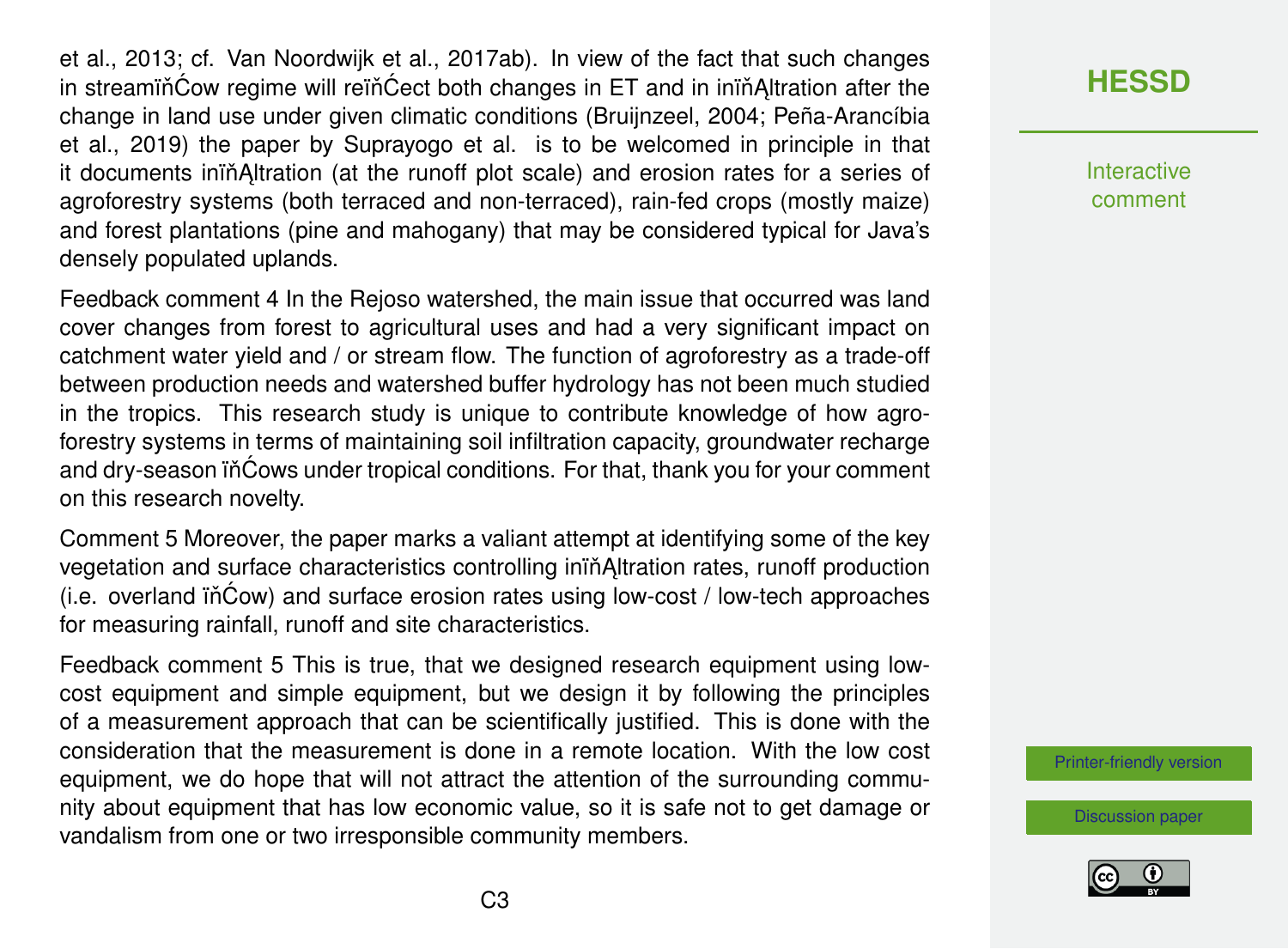et al., 2013; cf. Van Noordwijk et al., 2017ab). In view of the fact that such changes in streamïňĆow regime will reïňĆect both changes in ET and in inïňĄltration after the change in land use under given climatic conditions (Bruijnzeel, 2004; Peña-Arancíbia et al., 2019) the paper by Suprayogo et al. is to be welcomed in principle in that it documents inïňĄltration (at the runoff plot scale) and erosion rates for a series of agroforestry systems (both terraced and non-terraced), rain-fed crops (mostly maize) and forest plantations (pine and mahogany) that may be considered typical for Java's densely populated uplands.

Feedback comment 4 In the Rejoso watershed, the main issue that occurred was land cover changes from forest to agricultural uses and had a very significant impact on catchment water yield and / or stream flow. The function of agroforestry as a trade-off between production needs and watershed buffer hydrology has not been much studied in the tropics. This research study is unique to contribute knowledge of how agroforestry systems in terms of maintaining soil infiltration capacity, groundwater recharge and dry-season ïňĆows under tropical conditions. For that, thank you for your comment on this research novelty.

Comment 5 Moreover, the paper marks a valiant attempt at identifying some of the key vegetation and surface characteristics controlling inïňĄltration rates, runoff production (i.e. overland ïňĆow) and surface erosion rates using low-cost / low-tech approaches for measuring rainfall, runoff and site characteristics.

Feedback comment 5 This is true, that we designed research equipment using low-cost equipment and simple equipment, but we design it by following the principles of a measurement approach that can be scientifically justified. This is done with the consideration that the measurement is done in a remote location. With the low cost equipment, we do hope that will not attract the attention of the surrounding community about equipment that has low economic value, so it is safe not to get damage or vandalism from one or two irresponsible community members.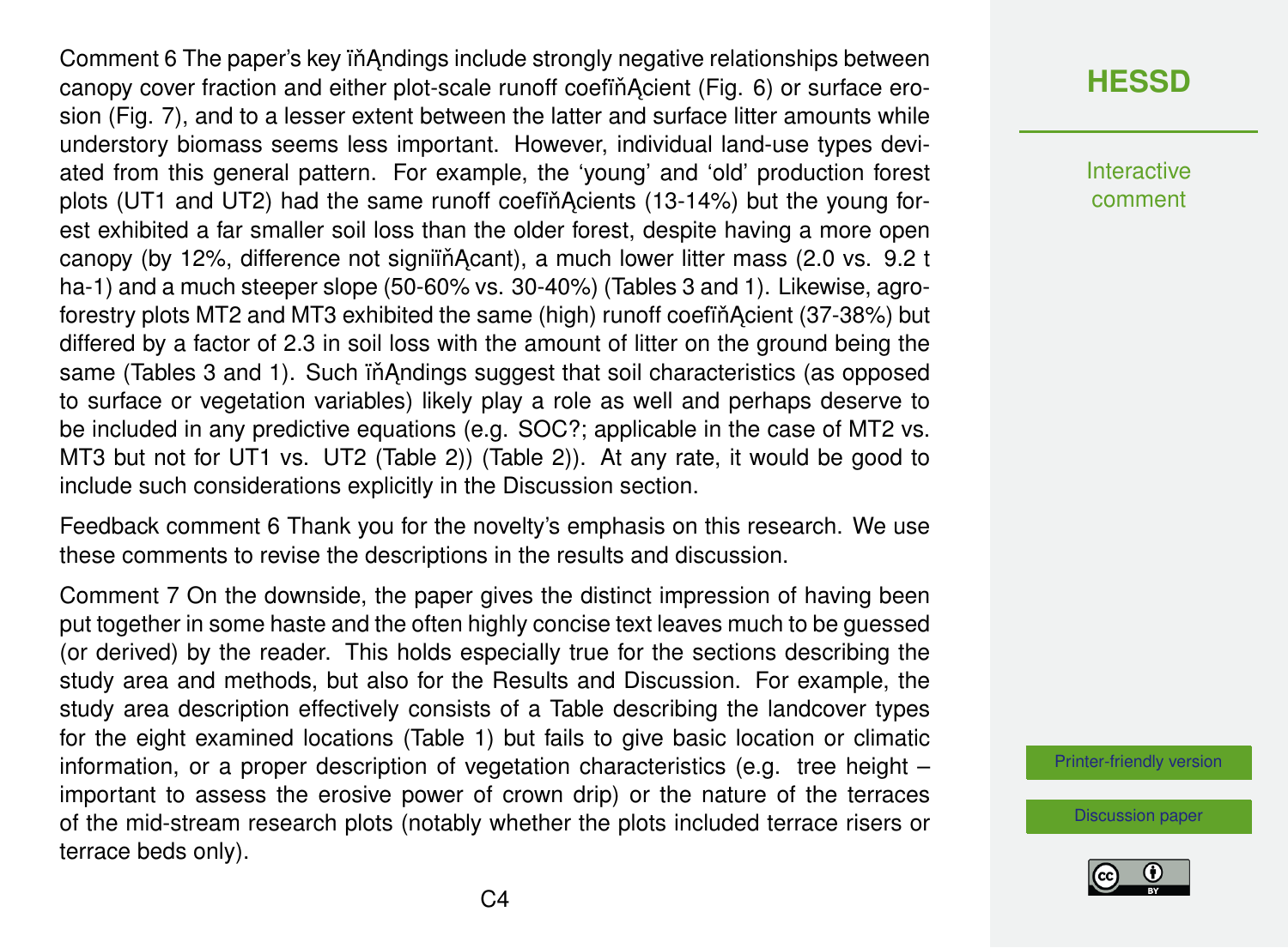Comment 6 The paper's key findings include strongly negative relationships between canopy cover fraction and either plot-scale runoff coefficient (Fig. 6) or surface erosion (Fig. 7), and to a lesser extent between the latter and surface litter amounts while understory biomass seems less important. However, individual land-use types deviated from this general pattern. For example, the 'young' and 'old' production forest plots (UT1 and UT2) had the same runoff coefficients (13-14%) but the young forest exhibited a far smaller soil loss than the older forest, despite having a more open canopy (by 12%, difference not significant), a much lower litter mass (2.0 vs. 9.2 t ha-1) and a much steeper slope (50-60% vs. 30-40%) (Tables 3 and 1). Likewise, agroforestry plots MT2 and MT3 exhibited the same (high) runoff coefficient (37-38%) but differed by a factor of 2.3 in soil loss with the amount of litter on the ground being the same (Tables 3 and 1). Such findings suggest that soil characteristics (as opposed to surface or vegetation variables) likely play a role as well and perhaps deserve to be included in any predictive equations (e.g. SOC?; applicable in the case of MT2 vs. MT3 but not for UT1 vs. UT2 (Table 2)) (Table 2)). At any rate, it would be good to include such considerations explicitly in the Discussion section.

Feedback comment 6 Thank you for the novelty's emphasis on this research. We use these comments to revise the descriptions in the results and discussion.

Comment 7 On the downside, the paper gives the distinct impression of having been put together in some haste and the often highly concise text leaves much to be guessed (or derived) by the reader. This holds especially true for the sections describing the study area and methods, but also for the Results and Discussion. For example, the study area description effectively consists of a Table describing the landcover types for the eight examined locations (Table 1) but fails to give basic location or climatic information, or a proper description of vegetation characteristics (e.g. tree height – important to assess the erosive power of crown drip) or the nature of the terraces of the mid-stream research plots (notably whether the plots included terrace risers or terrace beds only).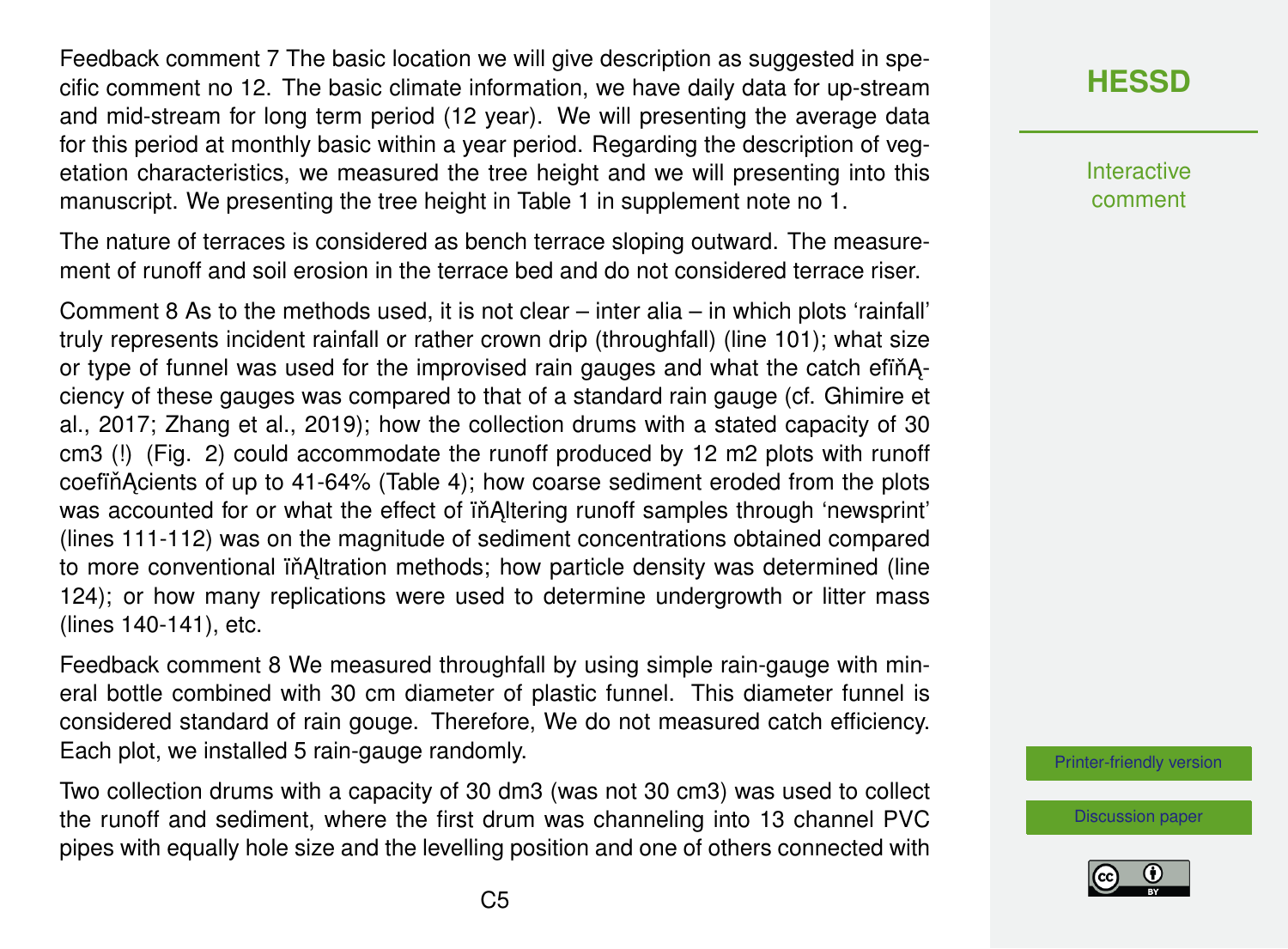Feedback comment 7 The basic location we will give description as suggested in specific comment no 12. The basic climate information, we have daily data for up-stream and mid-stream for long term period (12 year). We will presenting the average data for this period at monthly basic within a year period. Regarding the description of vegetation characteristics, we measured the tree height and we will presenting into this manuscript. We presenting the tree height in Table 1 in supplement note no 1.

The nature of terraces is considered as bench terrace sloping outward. The measurement of runoff and soil erosion in the terrace bed and do not considered terrace riser.

Comment 8 As to the methods used, it is not clear – inter alia – in which plots 'rainfall' truly represents incident rainfall or rather crown drip (throughfall) (line 101); what size or type of funnel was used for the improvised rain gauges and what the catch efïňĄciency of these gauges was compared to that of a standard rain gauge (cf. Ghimire et al., 2017; Zhang et al., 2019); how the collection drums with a stated capacity of 30 cm3 (!) (Fig. 2) could accommodate the runoff produced by 12 m2 plots with runoff coefïňĄcients of up to 41-64% (Table 4); how coarse sediment eroded from the plots was accounted for or what the effect of ïňĄltering runoff samples through 'newsprint' (lines 111-112) was on the magnitude of sediment concentrations obtained compared to more conventional ïňĄltration methods; how particle density was determined (line 124); or how many replications were used to determine undergrowth or litter mass (lines 140-141), etc.

Feedback comment 8 We measured throughfall by using simple rain-gauge with mineral bottle combined with 30 cm diameter of plastic funnel. This diameter funnel is considered standard of rain gouge. Therefore, We do not measured catch efficiency. Each plot, we installed 5 rain-gauge randomly.

Two collection drums with a capacity of 30 dm3 (was not 30 cm3) was used to collect the runoff and sediment, where the first drum was channeling into 13 channel PVC pipes with equally hole size and the levelling position and one of others connected with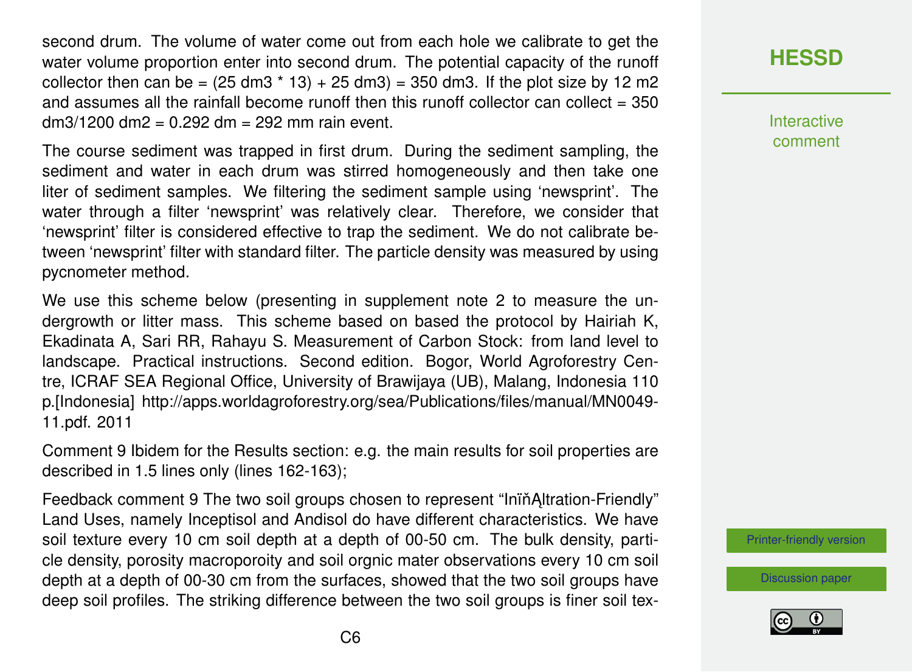second drum. The volume of water come out from each hole we calibrate to get the water volume proportion enter into second drum. The potential capacity of the runoff collector then can be = (25 dm3 * 13) + 25 dm3) = 350 dm3. If the plot size by 12 m2 and assumes all the rainfall become runoff then this runoff collector can collect = 350 dm3/1200 dm2 = 0.292 dm = 292 mm rain event.

The course sediment was trapped in first drum. During the sediment sampling, the sediment and water in each drum was stirred homogeneously and then take one liter of sediment samples. We filtering the sediment sample using 'newsprint'. The water through a filter 'newsprint' was relatively clear. Therefore, we consider that 'newsprint' filter is considered effective to trap the sediment. We do not calibrate between 'newsprint' filter with standard filter. The particle density was measured by using pycnometer method.

We use this scheme below (presenting in supplement note 2 to measure the undergrowth or litter mass. This scheme based on based the protocol by Hairiah K, Ekadinata A, Sari RR, Rahayu S. Measurement of Carbon Stock: from land level to landscape. Practical instructions. Second edition. Bogor, World Agroforestry Centre, ICRAF SEA Regional Office, University of Brawijaya (UB), Malang, Indonesia 110 p.[Indonesia] http://apps.worldagroforestry.org/sea/Publications/files/manual/MN0049-11.pdf. 2011

Comment 9 Ibidem for the Results section: e.g. the main results for soil properties are described in 1.5 lines only (lines 162-163);

Feedback comment 9 The two soil groups chosen to represent "InïňĄltration-Friendly" Land Uses, namely Inceptisol and Andisol do have different characteristics. We have soil texture every 10 cm soil depth at a depth of 00-50 cm. The bulk density, particle density, porosity macroporoity and soil orgnic mater observations every 10 cm soil depth at a depth of 00-30 cm from the surfaces, showed that the two soil groups have deep soil profiles. The striking difference between the two soil groups is finer soil tex-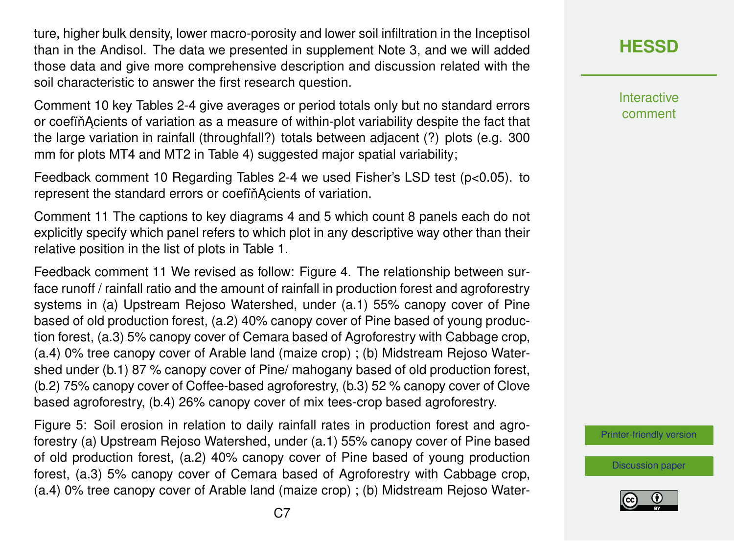ture, higher bulk density, lower macro-porosity and lower soil infiltration in the Inceptisol than in the Andisol. The data we presented in supplement Note 3, and we will added those data and give more comprehensive description and discussion related with the soil characteristic to answer the first research question.

Comment 10 key Tables 2-4 give averages or period totals only but no standard errors or coefiňĄcients of variation as a measure of within-plot variability despite the fact that the large variation in rainfall (throughfall?) totals between adjacent (?) plots (e.g. 300 mm for plots MT4 and MT2 in Table 4) suggested major spatial variability;

Feedback comment 10 Regarding Tables 2-4 we used Fisher's LSD test ($p<0.05$). to represent the standard errors or coefiňĄcients of variation.

Comment 11 The captions to key diagrams 4 and 5 which count 8 panels each do not explicitly specify which panel refers to which plot in any descriptive way other than their relative position in the list of plots in Table 1.

Feedback comment 11 We revised as follow: Figure 4. The relationship between surface runoff / rainfall ratio and the amount of rainfall in production forest and agroforestry systems in (a) Upstream Rejoso Watershed, under (a.1) 55% canopy cover of Pine based of old production forest, (a.2) 40% canopy cover of Pine based of young production forest, (a.3) 5% canopy cover of Cemara based of Agroforestry with Cabbage crop, (a.4) 0% tree canopy cover of Arable land (maize crop) ; (b) Midstream Rejoso Watershed under (b.1) 87 % canopy cover of Pine/ mahogany based of old production forest, (b.2) 75% canopy cover of Coffee-based agroforestry, (b.3) 52 % canopy cover of Clove based agroforestry, (b.4) 26% canopy cover of mix tees-crop based agroforestry.

Figure 5: Soil erosion in relation to daily rainfall rates in production forest and agroforestry (a) Upstream Rejoso Watershed, under (a.1) 55% canopy cover of Pine based of old production forest, (a.2) 40% canopy cover of Pine based of young production forest, (a.3) 5% canopy cover of Cemara based of Agroforestry with Cabbage crop, (a.4) 0% tree canopy cover of Arable land (maize crop) ; (b) Midstream Rejoso Water-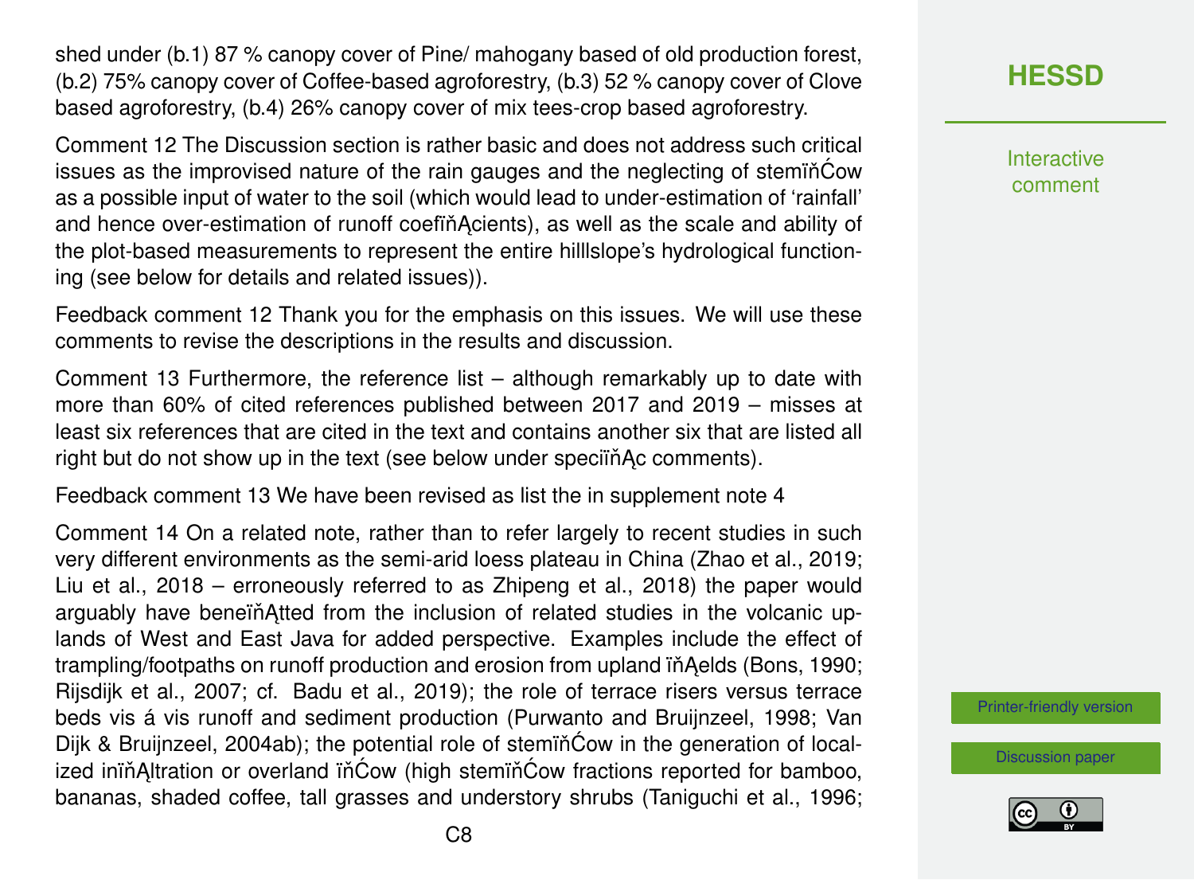shed under (b.1) 87 % canopy cover of Pine/ mahogany based of old production forest, (b.2) 75% canopy cover of Coffee-based agroforestry, (b.3) 52 % canopy cover of Clove based agroforestry, (b.4) 26% canopy cover of mix tees-crop based agroforestry.

Comment 12 The Discussion section is rather basic and does not address such critical issues as the improvised nature of the rain gauges and the neglecting of stemflow as a possible input of water to the soil (which would lead to under-estimation of 'rainfall' and hence over-estimation of runoff coefficients), as well as the scale and ability of the plot-based measurements to represent the entire hilllslope's hydrological functioning (see below for details and related issues)).

Feedback comment 12 Thank you for the emphasis on this issues. We will use these comments to revise the descriptions in the results and discussion.

Comment 13 Furthermore, the reference list – although remarkably up to date with more than 60% of cited references published between 2017 and 2019 – misses at least six references that are cited in the text and contains another six that are listed all right but do not show up in the text (see below under specific comments).

Feedback comment 13 We have been revised as list the in supplement note 4

Comment 14 On a related note, rather than to refer largely to recent studies in such very different environments as the semi-arid loess plateau in China (Zhao et al., 2019; Liu et al., 2018 – erroneously referred to as Zhipeng et al., 2018) the paper would arguably have benefitted from the inclusion of related studies in the volcanic uplands of West and East Java for added perspective. Examples include the effect of trampling/footpaths on runoff production and erosion from upland fields (Bons, 1990; Rijsdijk et al., 2007; cf. Badu et al., 2019); the role of terrace risers versus terrace beds vis á vis runoff and sediment production (Purwanto and Bruijnzeel, 1998; Van Dijk & Bruijnzeel, 2004ab); the potential role of stemflow in the generation of localized infiltration or overland flow (high stemflow fractions reported for bamboo, bananas, shaded coffee, tall grasses and understory shrubs (Taniguchi et al., 1996;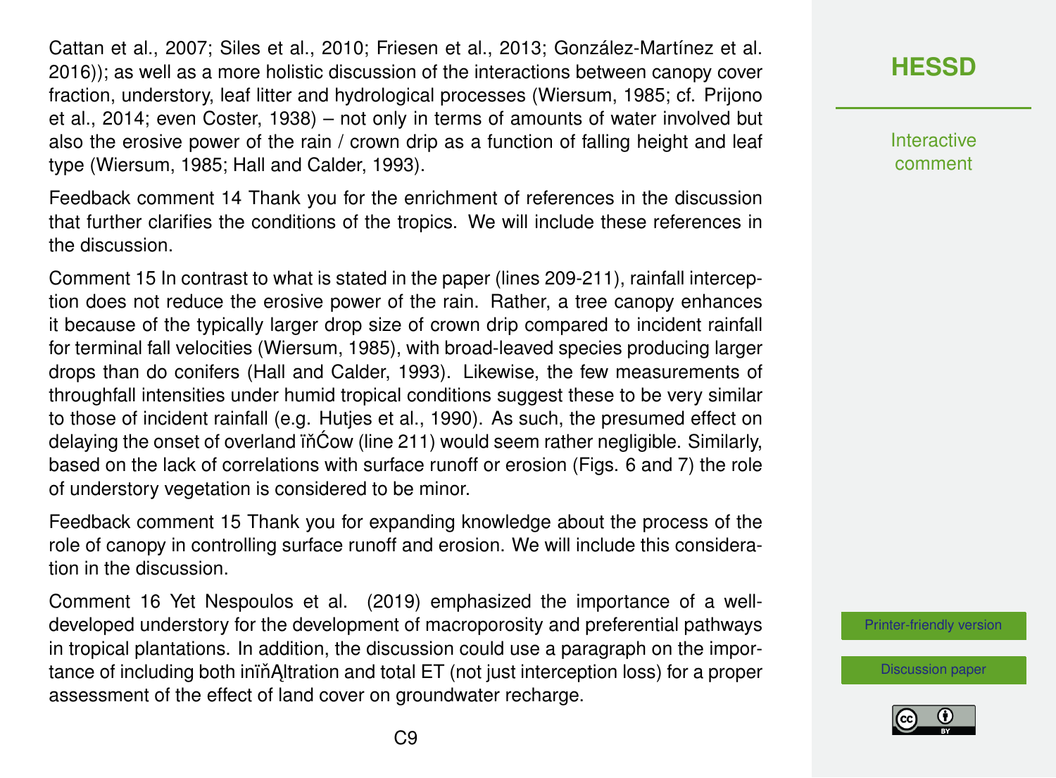Cattan et al., 2007; Siles et al., 2010; Friesen et al., 2013; González-Martínez et al. 2016)); as well as a more holistic discussion of the interactions between canopy cover fraction, understory, leaf litter and hydrological processes (Wiersum, 1985; cf. Prijono et al., 2014; even Coster, 1938) – not only in terms of amounts of water involved but also the erosive power of the rain / crown drip as a function of falling height and leaf type (Wiersum, 1985; Hall and Calder, 1993).

Feedback comment 14 Thank you for the enrichment of references in the discussion that further clarifies the conditions of the tropics. We will include these references in the discussion.

Comment 15 In contrast to what is stated in the paper (lines 209-211), rainfall interception does not reduce the erosive power of the rain. Rather, a tree canopy enhances it because of the typically larger drop size of crown drip compared to incident rainfall for terminal fall velocities (Wiersum, 1985), with broad-leaved species producing larger drops than do conifers (Hall and Calder, 1993). Likewise, the few measurements of throughfall intensities under humid tropical conditions suggest these to be very similar to those of incident rainfall (e.g. Hutjes et al., 1990). As such, the presumed effect on delaying the onset of overland ïňĆow (line 211) would seem rather negligible. Similarly, based on the lack of correlations with surface runoff or erosion (Figs. 6 and 7) the role of understory vegetation is considered to be minor.

Feedback comment 15 Thank you for expanding knowledge about the process of the role of canopy in controlling surface runoff and erosion. We will include this consideration in the discussion.

Comment 16 Yet Nespoulos et al. (2019) emphasized the importance of a well-developed understory for the development of macroporosity and preferential pathways in tropical plantations. In addition, the discussion could use a paragraph on the importance of including both inïňĄltration and total ET (not just interception loss) for a proper assessment of the effect of land cover on groundwater recharge.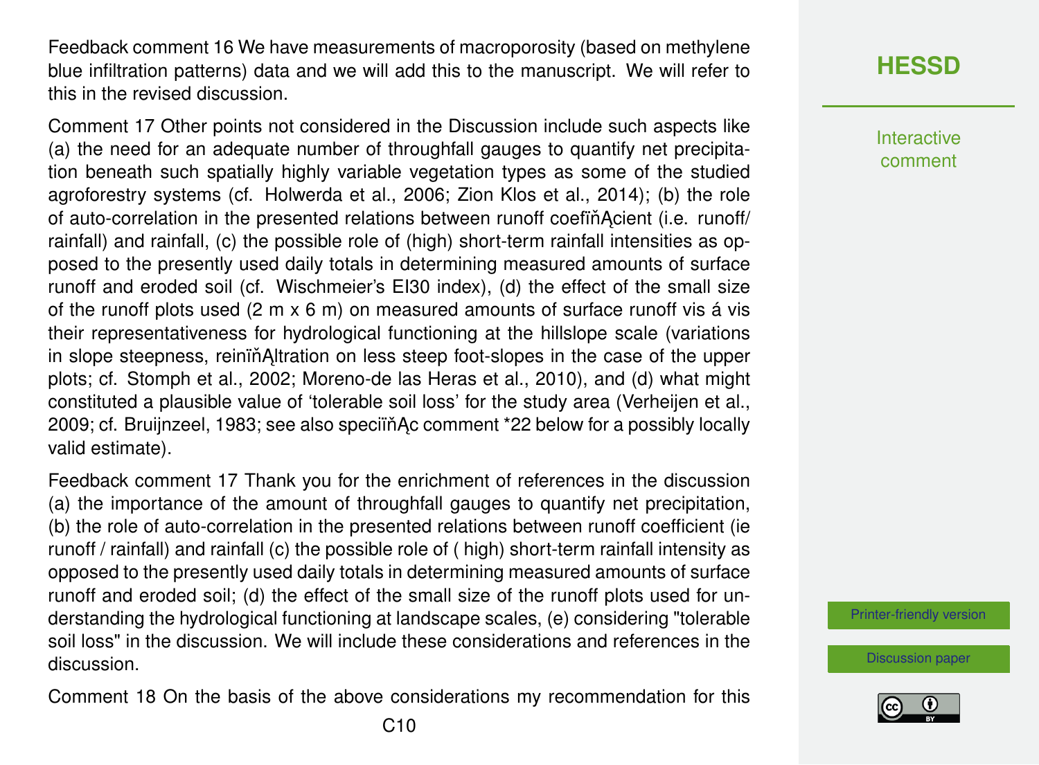Feedback comment 16 We have measurements of macroporosity (based on methylene blue infiltration patterns) data and we will add this to the manuscript. We will refer to this in the revised discussion.

Comment 17 Other points not considered in the Discussion include such aspects like (a) the need for an adequate number of throughfall gauges to quantify net precipitation beneath such spatially highly variable vegetation types as some of the studied agroforestry systems (cf. Holwerda et al., 2006; Zion Klos et al., 2014); (b) the role of auto-correlation in the presented relations between runoff coefficient (i.e. runoff/ rainfall) and rainfall, (c) the possible role of (high) short-term rainfall intensities as opposed to the presently used daily totals in determining measured amounts of surface runoff and eroded soil (cf. Wischmeier's EI30 index), (d) the effect of the small size of the runoff plots used (2 m x 6 m) on measured amounts of surface runoff vis á vis their representativeness for hydrological functioning at the hillslope scale (variations in slope steepness, reinfiltration on less steep foot-slopes in the case of the upper plots; cf. Stomph et al., 2002; Moreno-de las Heras et al., 2010), and (d) what might constituted a plausible value of 'tolerable soil loss' for the study area (Verheijen et al., 2009; cf. Bruijnzeel, 1983; see also specific comment *22 below for a possibly locally valid estimate).

Feedback comment 17 Thank you for the enrichment of references in the discussion (a) the importance of the amount of throughfall gauges to quantify net precipitation, (b) the role of auto-correlation in the presented relations between runoff coefficient (ie runoff / rainfall) and rainfall (c) the possible role of ( high) short-term rainfall intensity as opposed to the presently used daily totals in determining measured amounts of surface runoff and eroded soil; (d) the effect of the small size of the runoff plots used for understanding the hydrological functioning at landscape scales, (e) considering "tolerable soil loss" in the discussion. We will include these considerations and references in the discussion.

Comment 18 On the basis of the above considerations my recommendation for this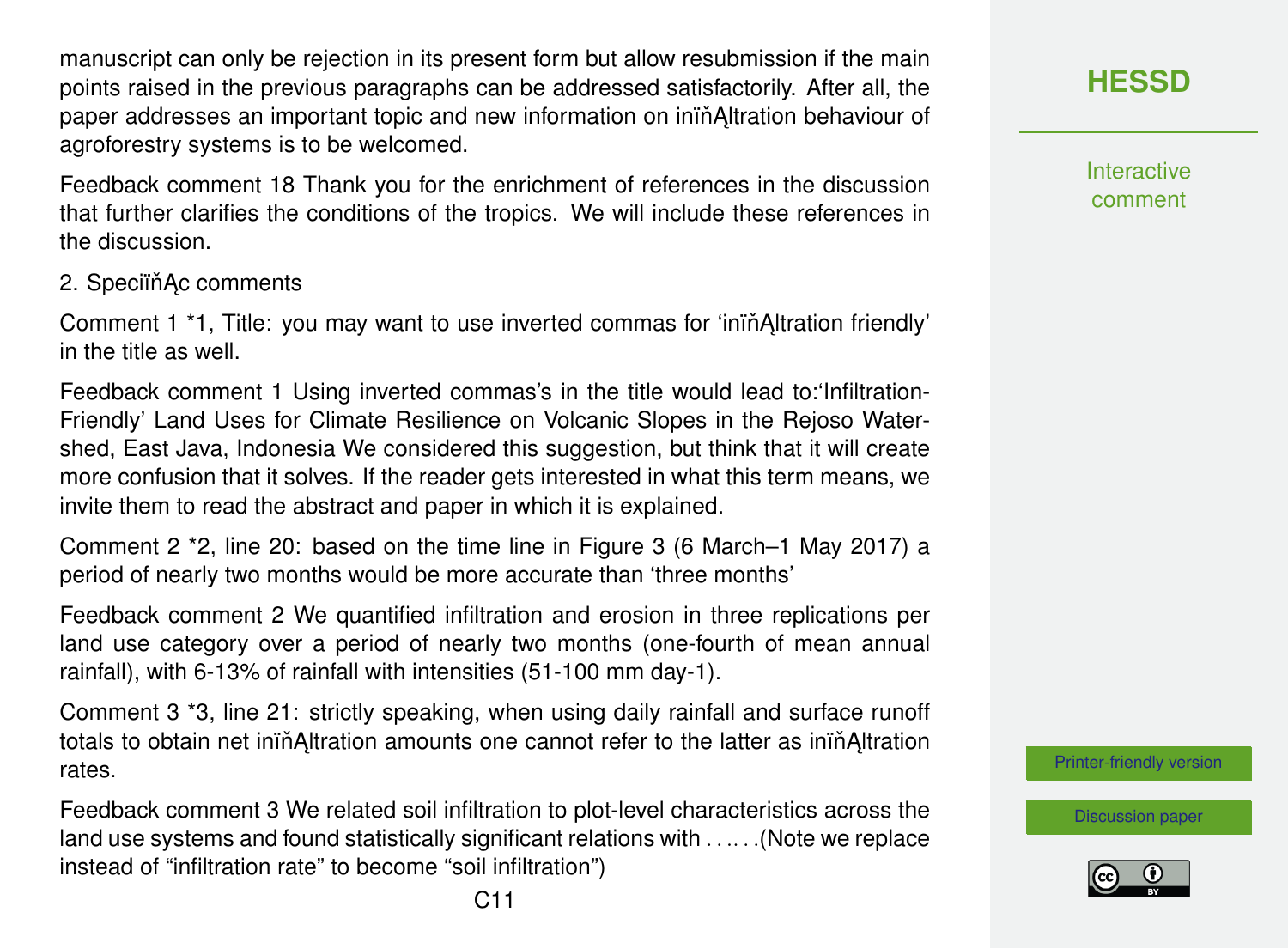manuscript can only be rejection in its present form but allow resubmission if the main points raised in the previous paragraphs can be addressed satisfactorily. After all, the paper addresses an important topic and new information on inïňĄltration behaviour of agroforestry systems is to be welcomed.

Feedback comment 18 Thank you for the enrichment of references in the discussion that further clarifies the conditions of the tropics. We will include these references in the discussion.

2. SpeciïňĄc comments

Comment 1 *1, Title: you may want to use inverted commas for 'inïňĄltration friendly' in the title as well.

Feedback comment 1 Using inverted commas's in the title would lead to:'Infiltration-Friendly' Land Uses for Climate Resilience on Volcanic Slopes in the Rejoso Watershed, East Java, Indonesia We considered this suggestion, but think that it will create more confusion that it solves. If the reader gets interested in what this term means, we invite them to read the abstract and paper in which it is explained.

Comment 2 *2, line 20: based on the time line in Figure 3 (6 March–1 May 2017) a period of nearly two months would be more accurate than 'three months'

Feedback comment 2 We quantified infiltration and erosion in three replications per land use category over a period of nearly two months (one-fourth of mean annual rainfall), with 6-13% of rainfall with intensities (51-100 mm day-1).

Comment 3 *3, line 21: strictly speaking, when using daily rainfall and surface runoff totals to obtain net inïňĄltration amounts one cannot refer to the latter as inïňĄltration rates.

Feedback comment 3 We related soil infiltration to plot-level characteristics across the land use systems and found statistically significant relations with . . .. . .(Note we replace instead of "infiltration rate" to become "soil infiltration")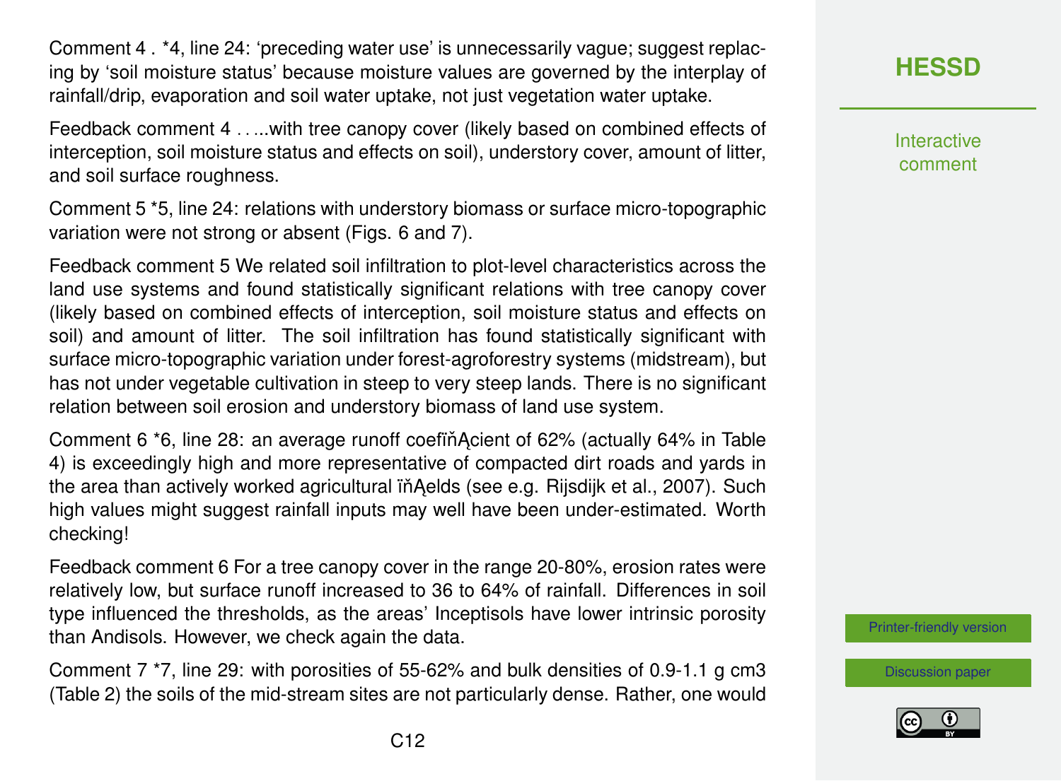Comment 4 . *4, line 24: 'preceding water use' is unnecessarily vague; suggest replacing by 'soil moisture status' because moisture values are governed by the interplay of rainfall/drip, evaporation and soil water uptake, not just vegetation water uptake.

Feedback comment 4 . . ...with tree canopy cover (likely based on combined effects of interception, soil moisture status and effects on soil), understory cover, amount of litter, and soil surface roughness.

Comment 5 *5, line 24: relations with understory biomass or surface micro-topographic variation were not strong or absent (Figs. 6 and 7).

Feedback comment 5 We related soil infiltration to plot-level characteristics across the land use systems and found statistically significant relations with tree canopy cover (likely based on combined effects of interception, soil moisture status and effects on soil) and amount of litter. The soil infiltration has found statistically significant with surface micro-topographic variation under forest-agroforestry systems (midstream), but has not under vegetable cultivation in steep to very steep lands. There is no significant relation between soil erosion and understory biomass of land use system.

Comment 6 *6, line 28: an average runoff coefficient of 62% (actually 64% in Table 4) is exceedingly high and more representative of compacted dirt roads and yards in the area than actively worked agricultural fields (see e.g. Rijsdijk et al., 2007). Such high values might suggest rainfall inputs may well have been under-estimated. Worth checking!

Feedback comment 6 For a tree canopy cover in the range 20-80%, erosion rates were relatively low, but surface runoff increased to 36 to 64% of rainfall. Differences in soil type influenced the thresholds, as the areas' Inceptisols have lower intrinsic porosity than Andisols. However, we check again the data.

Comment 7 *7, line 29: with porosities of 55-62% and bulk densities of 0.9-1.1 g cm3 (Table 2) the soils of the mid-stream sites are not particularly dense. Rather, one would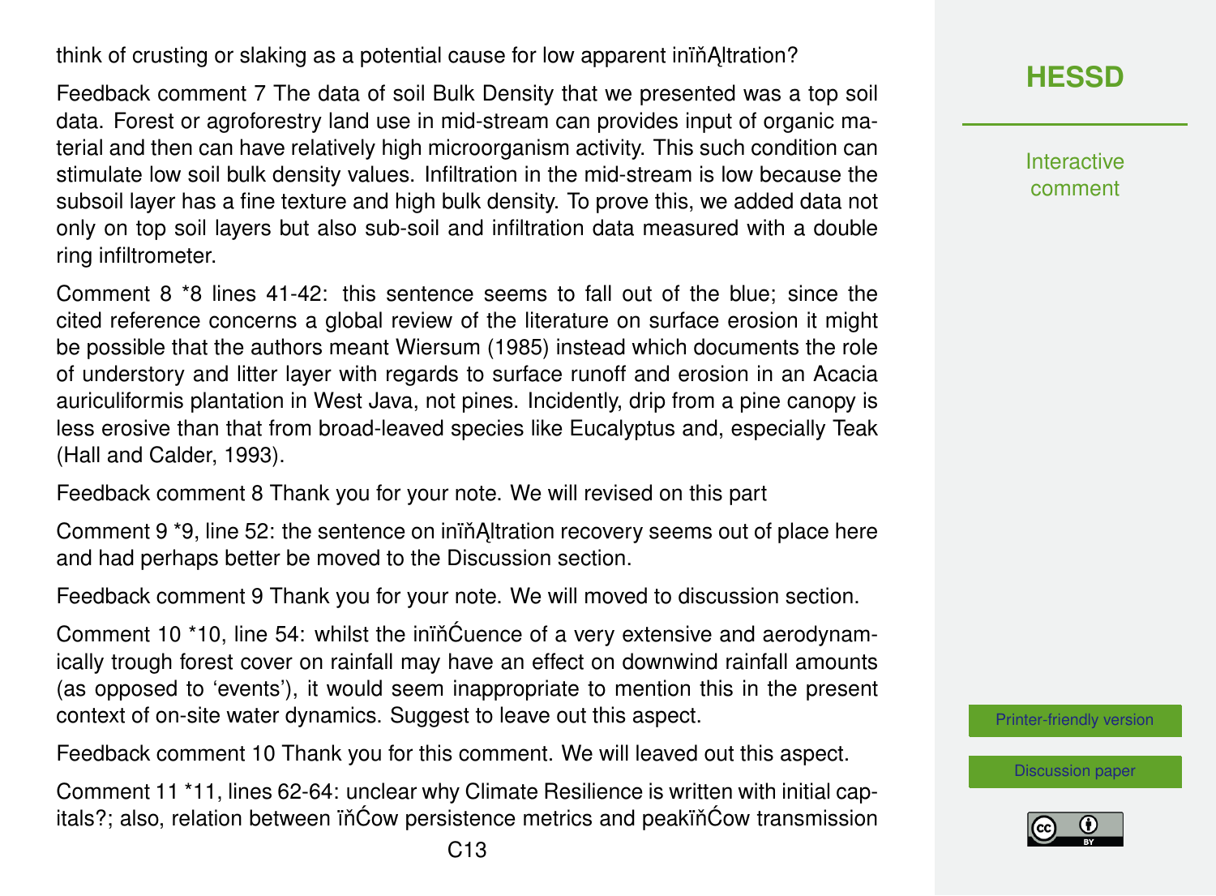think of crusting or slaking as a potential cause for low apparent inïňĄltration?

Feedback comment 7 The data of soil Bulk Density that we presented was a top soil data. Forest or agroforestry land use in mid-stream can provides input of organic material and then can have relatively high microorganism activity. This such condition can stimulate low soil bulk density values. Infiltration in the mid-stream is low because the subsoil layer has a fine texture and high bulk density. To prove this, we added data not only on top soil layers but also sub-soil and infiltration data measured with a double ring infiltrometer.

Comment 8 *8 lines 41-42: this sentence seems to fall out of the blue; since the cited reference concerns a global review of the literature on surface erosion it might be possible that the authors meant Wiersum (1985) instead which documents the role of understory and litter layer with regards to surface runoff and erosion in an Acacia auriculiformis plantation in West Java, not pines. Incidently, drip from a pine canopy is less erosive than that from broad-leaved species like Eucalyptus and, especially Teak (Hall and Calder, 1993).

Feedback comment 8 Thank you for your note. We will revised on this part

Comment 9 *9, line 52: the sentence on inïňĄltration recovery seems out of place here and had perhaps better be moved to the Discussion section.

Feedback comment 9 Thank you for your note. We will moved to discussion section.

Comment 10 *10, line 54: whilst the inïňĆuence of a very extensive and aerodynamically trough forest cover on rainfall may have an effect on downwind rainfall amounts (as opposed to 'events'), it would seem inappropriate to mention this in the present context of on-site water dynamics. Suggest to leave out this aspect.

Feedback comment 10 Thank you for this comment. We will leaved out this aspect.

Comment 11 *11, lines 62-64: unclear why Climate Resilience is written with initial capitals?; also, relation between ïňĆow persistence metrics and peakïňĆow transmission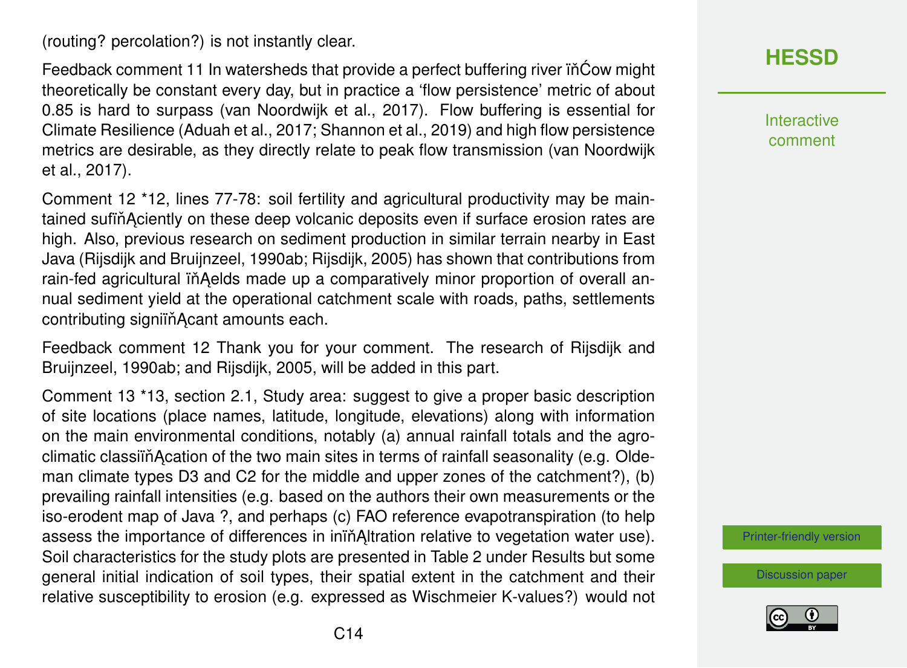(routing? percolation?) is not instantly clear.

Feedback comment 11 In watersheds that provide a perfect buffering river ïňĆow might theoretically be constant every day, but in practice a 'flow persistence' metric of about 0.85 is hard to surpass (van Noordwijk et al., 2017). Flow buffering is essential for Climate Resilience (Aduah et al., 2017; Shannon et al., 2019) and high flow persistence metrics are desirable, as they directly relate to peak flow transmission (van Noordwijk et al., 2017).

Comment 12 *12, lines 77-78: soil fertility and agricultural productivity may be maintained sufïňĄciently on these deep volcanic deposits even if surface erosion rates are high. Also, previous research on sediment production in similar terrain nearby in East Java (Rijsdijk and Bruijnzeel, 1990ab; Rijsdijk, 2005) has shown that contributions from rain-fed agricultural ïňĄelds made up a comparatively minor proportion of overall annual sediment yield at the operational catchment scale with roads, paths, settlements contributing signiïňĄcant amounts each.

Feedback comment 12 Thank you for your comment. The research of Rijsdijk and Bruijnzeel, 1990ab; and Rijsdijk, 2005, will be added in this part.

Comment 13 *13, section 2.1, Study area: suggest to give a proper basic description of site locations (place names, latitude, longitude, elevations) along with information on the main environmental conditions, notably (a) annual rainfall totals and the agro-climatic classiïňĄcation of the two main sites in terms of rainfall seasonality (e.g. Oldeman climate types D3 and C2 for the middle and upper zones of the catchment?), (b) prevailing rainfall intensities (e.g. based on the authors their own measurements or the iso-erodent map of Java ?, and perhaps (c) FAO reference evapotranspiration (to help assess the importance of differences in inïňĄltration relative to vegetation water use). Soil characteristics for the study plots are presented in Table 2 under Results but some general initial indication of soil types, their spatial extent in the catchment and their relative susceptibility to erosion (e.g. expressed as Wischmeier K-values?) would not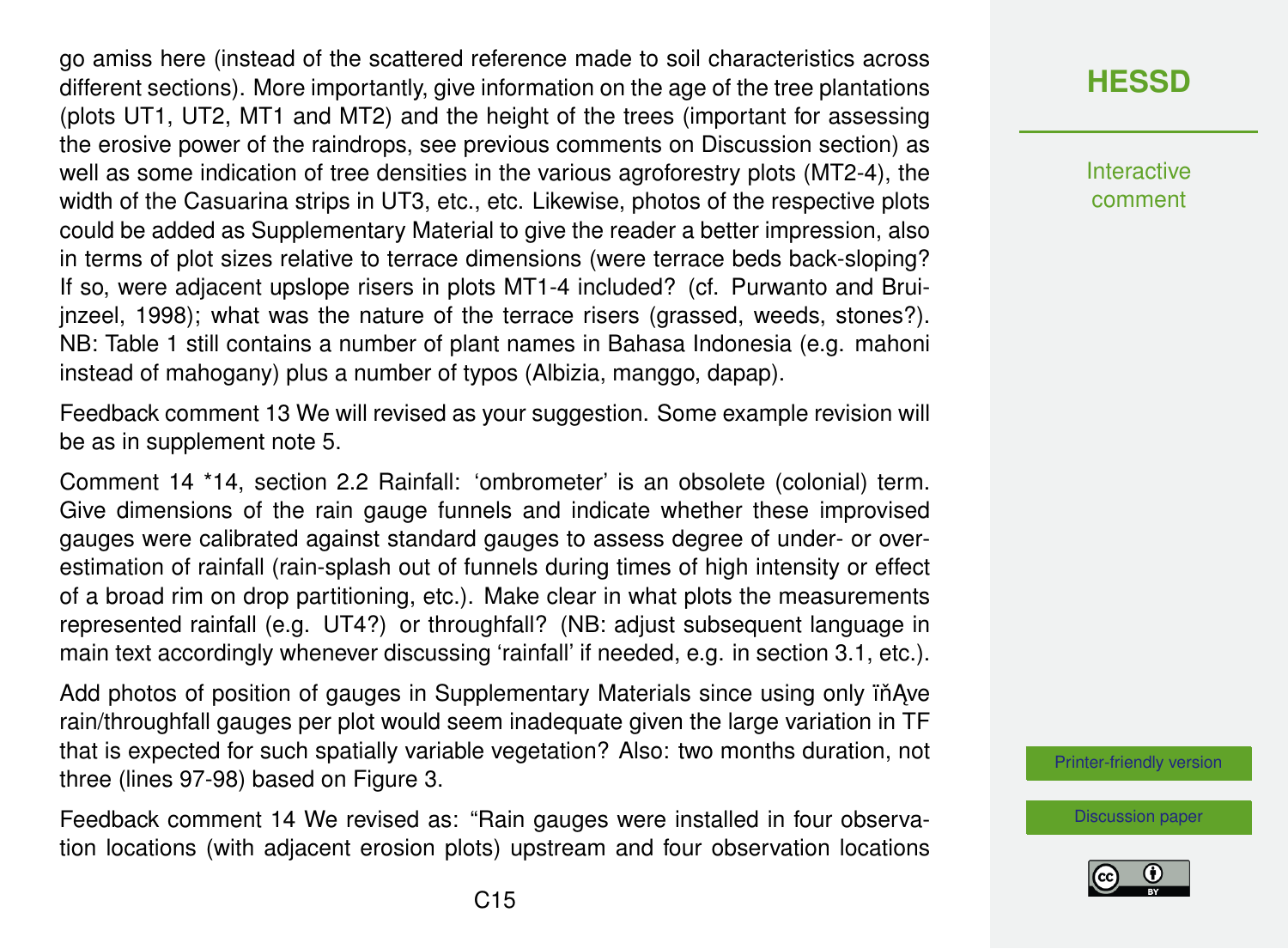go amiss here (instead of the scattered reference made to soil characteristics across different sections). More importantly, give information on the age of the tree plantations (plots UT1, UT2, MT1 and MT2) and the height of the trees (important for assessing the erosive power of the raindrops, see previous comments on Discussion section) as well as some indication of tree densities in the various agroforestry plots (MT2-4), the width of the Casuarina strips in UT3, etc., etc. Likewise, photos of the respective plots could be added as Supplementary Material to give the reader a better impression, also in terms of plot sizes relative to terrace dimensions (were terrace beds back-sloping? If so, were adjacent upslope risers in plots MT1-4 included? (cf. Purwanto and Bruijnzeel, 1998); what was the nature of the terrace risers (grassed, weeds, stones?). NB: Table 1 still contains a number of plant names in Bahasa Indonesia (e.g. mahoni instead of mahogany) plus a number of typos (Albizia, manggo, dapap).

Feedback comment 13 We will revised as your suggestion. Some example revision will be as in supplement note 5.

Comment 14 *14, section 2.2 Rainfall: 'ombrometer' is an obsolete (colonial) term. Give dimensions of the rain gauge funnels and indicate whether these improvised gauges were calibrated against standard gauges to assess degree of under- or over-estimation of rainfall (rain-splash out of funnels during times of high intensity or effect of a broad rim on drop partitioning, etc.). Make clear in what plots the measurements represented rainfall (e.g. UT4?) or throughfall? (NB: adjust subsequent language in main text accordingly whenever discussing 'rainfall' if needed, e.g. in section 3.1, etc.).

Add photos of position of gauges in Supplementary Materials since using only ïňĄve rain/throughfall gauges per plot would seem inadequate given the large variation in TF that is expected for such spatially variable vegetation? Also: two months duration, not three (lines 97-98) based on Figure 3.

Feedback comment 14 We revised as: "Rain gauges were installed in four observation locations (with adjacent erosion plots) upstream and four observation locations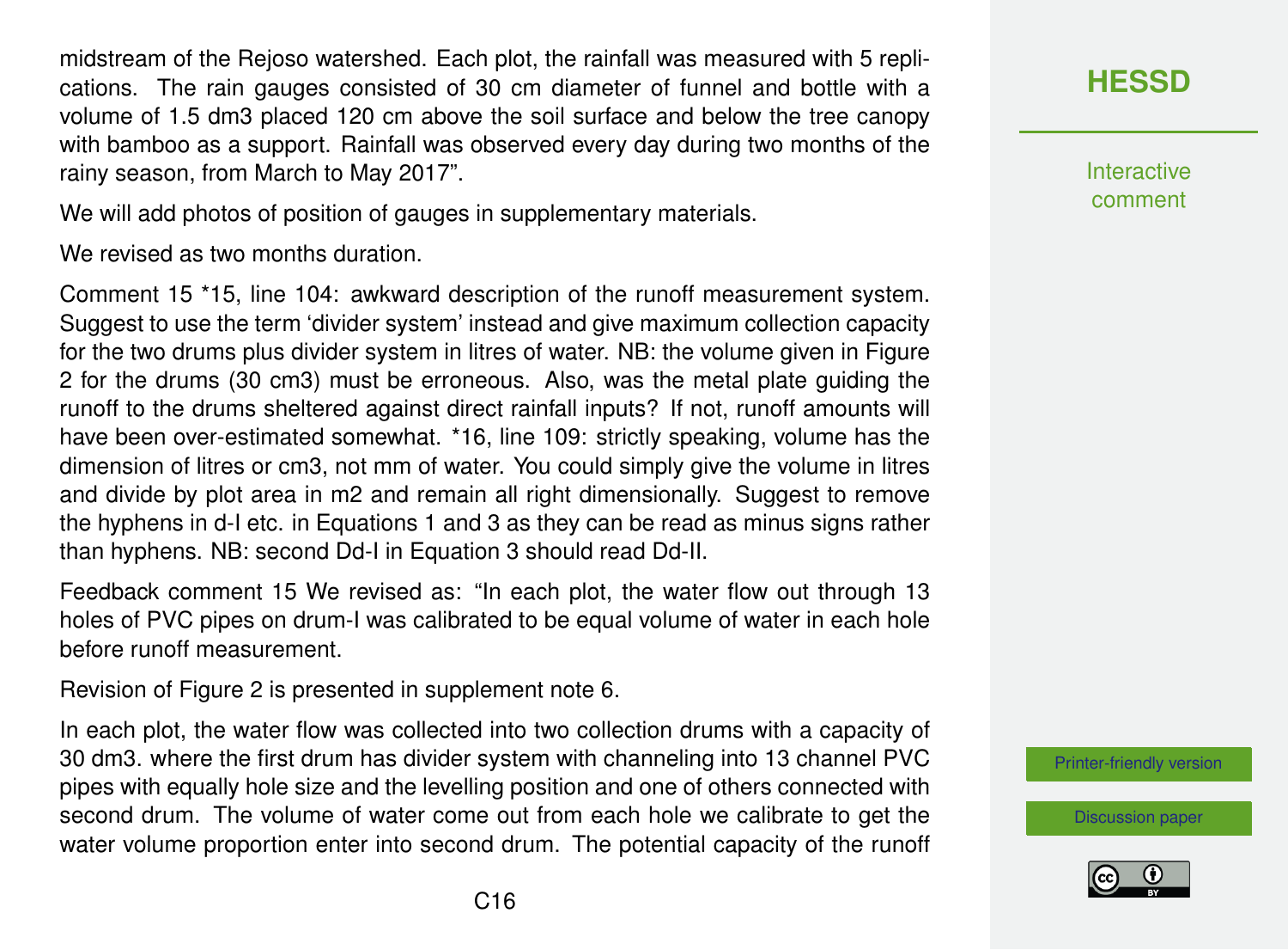midstream of the Rejoso watershed. Each plot, the rainfall was measured with 5 replications. The rain gauges consisted of 30 cm diameter of funnel and bottle with a volume of 1.5 $dm^3$ placed 120 cm above the soil surface and below the tree canopy with bamboo as a support. Rainfall was observed every day during two months of the rainy season, from March to May 2017".

We will add photos of position of gauges in supplementary materials.

We revised as two months duration.

Comment 15 *15, line 104: awkward description of the runoff measurement system. Suggest to use the term 'divider system' instead and give maximum collection capacity for the two drums plus divider system in litres of water. NB: the volume given in Figure 2 for the drums (30 $cm^3$) must be erroneous. Also, was the metal plate guiding the runoff to the drums sheltered against direct rainfall inputs? If not, runoff amounts will have been over-estimated somewhat. *16, line 109: strictly speaking, volume has the dimension of litres or $cm^3$, not mm of water. You could simply give the volume in litres and divide by plot area in $m^2$ and remain all right dimensionally. Suggest to remove the hyphens in d-I etc. in Equations 1 and 3 as they can be read as minus signs rather than hyphens. NB: second Dd-I in Equation 3 should read Dd-II.

Feedback comment 15 We revised as: "In each plot, the water flow out through 13 holes of PVC pipes on drum-I was calibrated to be equal volume of water in each hole before runoff measurement.

Revision of Figure 2 is presented in supplement note 6.

In each plot, the water flow was collected into two collection drums with a capacity of 30 $dm^3$. where the first drum has divider system with channeling into 13 channel PVC pipes with equally hole size and the levelling position and one of others connected with second drum. The volume of water come out from each hole we calibrate to get the water volume proportion enter into second drum. The potential capacity of the runoff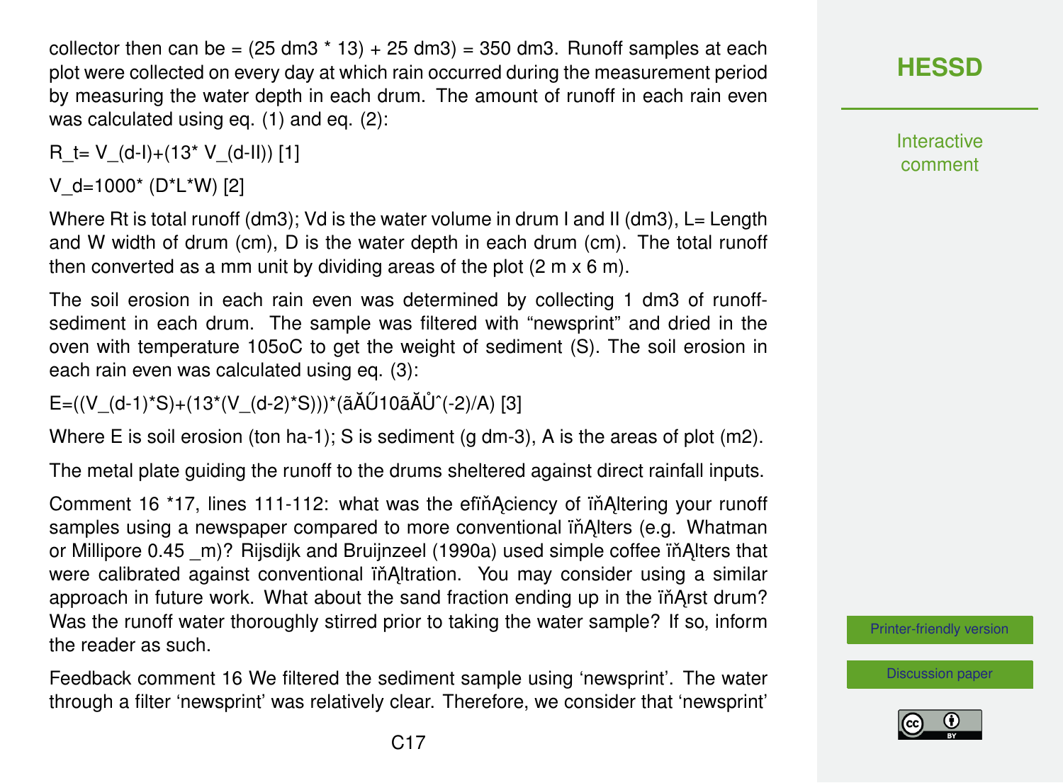collector then can be = (25 dm3 * 13) + 25 dm3) = 350 dm3. Runoff samples at each plot were collected on every day at which rain occurred during the measurement period by measuring the water depth in each drum. The amount of runoff in each rain even was calculated using eq. (1) and eq. (2):

$$R_t = V_{(d-I)} + (13 * V_{(d-II)}) \quad [1]$$

$$V_d = 1000 * (D * L * W) \quad [2]$$

Where Rt is total runoff (dm3); Vd is the water volume in drum I and II (dm3), L= Length and W width of drum (cm), D is the water depth in each drum (cm). The total runoff then converted as a mm unit by dividing areas of the plot (2 m x 6 m).

The soil erosion in each rain even was determined by collecting 1 dm3 of runoff-sediment in each drum. The sample was filtered with "newsprint" and dried in the oven with temperature 105oC to get the weight of sediment (S). The soil erosion in each rain even was calculated using eq. (3):

E=((V_(d-1)*S)+(13*(V_(d-2)*S)))*(ãĂŰ10ãĂŮˆ(-2)/A) [3]

Where E is soil erosion (ton ha-1); S is sediment (g dm-3), A is the areas of plot (m2).

The metal plate guiding the runoff to the drums sheltered against direct rainfall inputs.

Comment 16 *17, lines 111-112: what was the efficiency of filtering your runoff samples using a newspaper compared to more conventional filters (e.g. Whatman or Millipore 0.45 _m)? Rijsdijk and Bruijnzeel (1990a) used simple coffee filters that were calibrated against conventional filtration. You may consider using a similar approach in future work. What about the sand fraction ending up in the first drum? Was the runoff water thoroughly stirred prior to taking the water sample? If so, inform the reader as such.

Feedback comment 16 We filtered the sediment sample using 'newsprint'. The water through a filter 'newsprint' was relatively clear. Therefore, we consider that 'newsprint'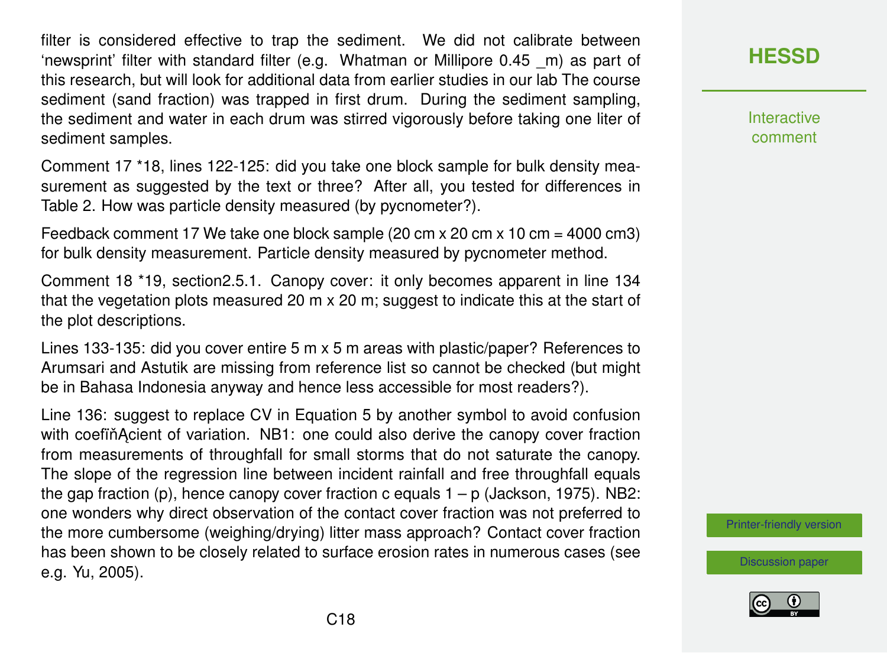filter is considered effective to trap the sediment. We did not calibrate between 'newsprint' filter with standard filter (e.g. Whatman or Millipore 0.45 _m) as part of this research, but will look for additional data from earlier studies in our lab The course sediment (sand fraction) was trapped in first drum. During the sediment sampling, the sediment and water in each drum was stirred vigorously before taking one liter of sediment samples.

Comment 17 *18, lines 122-125: did you take one block sample for bulk density measurement as suggested by the text or three? After all, you tested for differences in Table 2. How was particle density measured (by pycnometer?).

Feedback comment 17 We take one block sample (20 cm x 20 cm x 10 cm = 4000 cm3) for bulk density measurement. Particle density measured by pycnometer method.

Comment 18 *19, section2.5.1. Canopy cover: it only becomes apparent in line 134 that the vegetation plots measured 20 m x 20 m; suggest to indicate this at the start of the plot descriptions.

Lines 133-135: did you cover entire 5 m x 5 m areas with plastic/paper? References to Arumsari and Astutik are missing from reference list so cannot be checked (but might be in Bahasa Indonesia anyway and hence less accessible for most readers?).

Line 136: suggest to replace CV in Equation 5 by another symbol to avoid confusion with coefiňĄcient of variation. NB1: one could also derive the canopy cover fraction from measurements of throughfall for small storms that do not saturate the canopy. The slope of the regression line between incident rainfall and free throughfall equals the gap fraction (p), hence canopy cover fraction c equals 1 – p (Jackson, 1975). NB2: one wonders why direct observation of the contact cover fraction was not preferred to the more cumbersome (weighing/drying) litter mass approach? Contact cover fraction has been shown to be closely related to surface erosion rates in numerous cases (see e.g. Yu, 2005).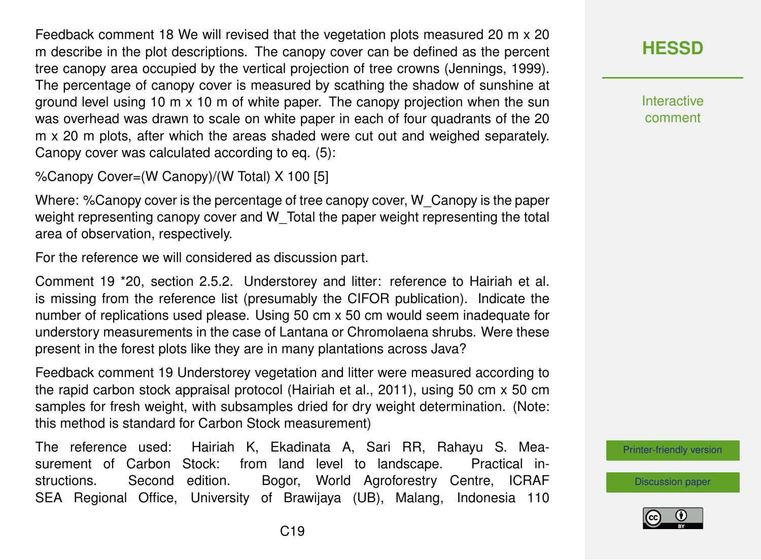Feedback comment 18 We will revised that the vegetation plots measured 20 m x 20 m describe in the plot descriptions. The canopy cover can be defined as the percent tree canopy area occupied by the vertical projection of tree crowns (Jennings, 1999). The percentage of canopy cover is measured by scathing the shadow of sunshine at ground level using 10 m x 10 m of white paper. The canopy projection when the sun was overhead was drawn to scale on white paper in each of four quadrants of the 20 m x 20 m plots, after which the areas shaded were cut out and weighed separately. Canopy cover was calculated according to eq. (5):

$$\%\text{Canopy Cover} = \frac{W_{Canopy}}{W_{Total}} \times 100 \quad [5]$$

Where: %Canopy cover is the percentage of tree canopy cover, $W_{Canopy}$ is the paper weight representing canopy cover and $W_{Total}$ the paper weight representing the total area of observation, respectively.

For the reference we will considered as discussion part.

Comment 19 *20, section 2.5.2. Understorey and litter: reference to Hairiah et al. is missing from the reference list (presumably the CIFOR publication). Indicate the number of replications used please. Using 50 cm x 50 cm would seem inadequate for understory measurements in the case of Lantana or Chromolaena shrubs. Were these present in the forest plots like they are in many plantations across Java?

Feedback comment 19 Understorey vegetation and litter were measured according to the rapid carbon stock appraisal protocol (Hairiah et al., 2011), using 50 cm x 50 cm samples for fresh weight, with subsamples dried for dry weight determination. (Note: this method is standard for Carbon Stock measurement)

The reference used: Hairiah K, Ekadinata A, Sari RR, Rahayu S. Measurement of Carbon Stock: from land level to landscape. Practical instructions. Second edition. Bogor, World Agroforestry Centre, ICRAF SEA Regional Office, University of Brawijaya (UB), Malang, Indonesia 110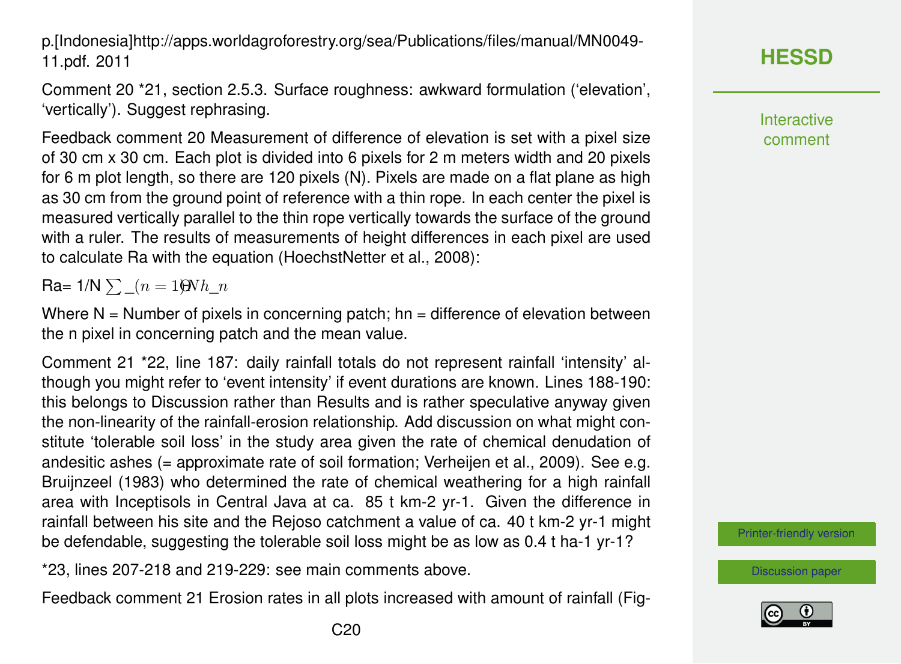p.[Indonesia]http://apps.worldagroforestry.org/sea/Publications/files/manual/MN0049-11.pdf. 2011

Comment 20 *21, section 2.5.3. Surface roughness: awkward formulation ('elevation', 'vertically'). Suggest rephrasing.

Feedback comment 20 Measurement of difference of elevation is set with a pixel size of 30 cm x 30 cm. Each plot is divided into 6 pixels for 2 m meters width and 20 pixels for 6 m plot length, so there are 120 pixels (N). Pixels are made on a flat plane as high as 30 cm from the ground point of reference with a thin rope. In each center the pixel is measured vertically parallel to the thin rope vertically towards the surface of the ground with a ruler. The results of measurements of height differences in each pixel are used to calculate Ra with the equation (HoechstNetter et al., 2008):

Ra= 1/N $\sum\_(n=1)^{N} h\_n$

Where N = Number of pixels in concerning patch; hn = difference of elevation between the n pixel in concerning patch and the mean value.

Comment 21 *22, line 187: daily rainfall totals do not represent rainfall 'intensity' although you might refer to 'event intensity' if event durations are known. Lines 188-190: this belongs to Discussion rather than Results and is rather speculative anyway given the non-linearity of the rainfall-erosion relationship. Add discussion on what might constitute 'tolerable soil loss' in the study area given the rate of chemical denudation of andesitic ashes (= approximate rate of soil formation; Verheijen et al., 2009). See e.g. Bruijnzeel (1983) who determined the rate of chemical weathering for a high rainfall area with Inceptisols in Central Java at ca. 85 t km-2 yr-1. Given the difference in rainfall between his site and the Rejoso catchment a value of ca. 40 t km-2 yr-1 might be defendable, suggesting the tolerable soil loss might be as low as 0.4 t ha-1 yr-1?

*23, lines 207-218 and 219-229: see main comments above.

Feedback comment 21 Erosion rates in all plots increased with amount of rainfall (Fig-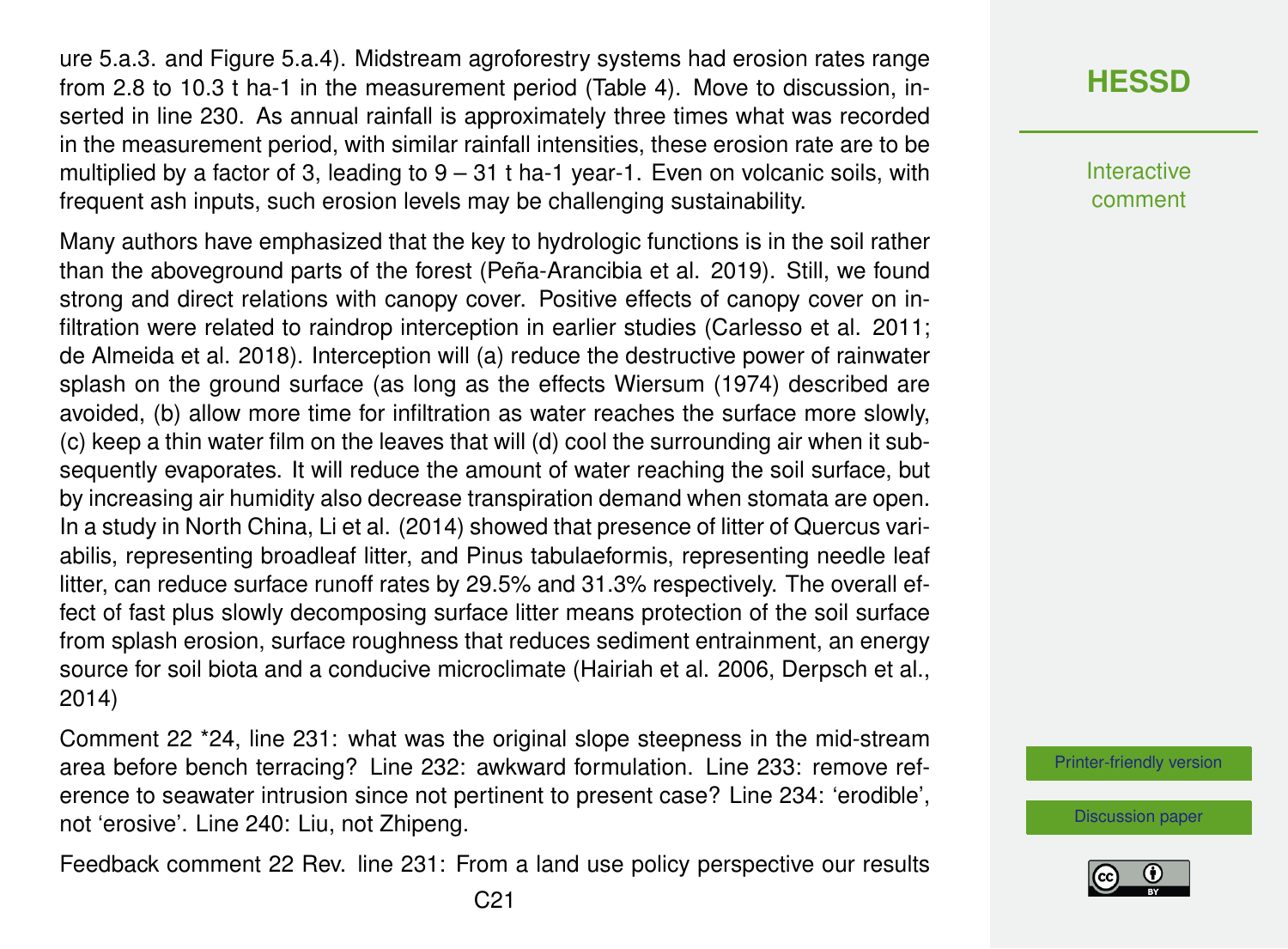ure 5.a.3. and Figure 5.a.4). Midstream agroforestry systems had erosion rates range from 2.8 to 10.3 t ha-1 in the measurement period (Table 4). Move to discussion, inserted in line 230. As annual rainfall is approximately three times what was recorded in the measurement period, with similar rainfall intensities, these erosion rate are to be multiplied by a factor of 3, leading to 9 – 31 t ha-1 year-1. Even on volcanic soils, with frequent ash inputs, such erosion levels may be challenging sustainability.

Many authors have emphasized that the key to hydrologic functions is in the soil rather than the aboveground parts of the forest (Peña-Arancibia et al. 2019). Still, we found strong and direct relations with canopy cover. Positive effects of canopy cover on infiltration were related to raindrop interception in earlier studies (Carlesso et al. 2011; de Almeida et al. 2018). Interception will (a) reduce the destructive power of rainwater splash on the ground surface (as long as the effects Wiersum (1974) described are avoided, (b) allow more time for infiltration as water reaches the surface more slowly, (c) keep a thin water film on the leaves that will (d) cool the surrounding air when it subsequently evaporates. It will reduce the amount of water reaching the soil surface, but by increasing air humidity also decrease transpiration demand when stomata are open. In a study in North China, Li et al. (2014) showed that presence of litter of Quercus variabilis, representing broadleaf litter, and Pinus tabulaeformis, representing needle leaf litter, can reduce surface runoff rates by 29.5% and 31.3% respectively. The overall effect of fast plus slowly decomposing surface litter means protection of the soil surface from splash erosion, surface roughness that reduces sediment entrainment, an energy source for soil biota and a conducive microclimate (Hairiah et al. 2006, Derpsch et al., 2014)

Comment 22 *24, line 231: what was the original slope steepness in the mid-stream area before bench terracing? Line 232: awkward formulation. Line 233: remove reference to seawater intrusion since not pertinent to present case? Line 234: 'erodible', not 'erosive'. Line 240: Liu, not Zhipeng.

Feedback comment 22 Rev. line 231: From a land use policy perspective our results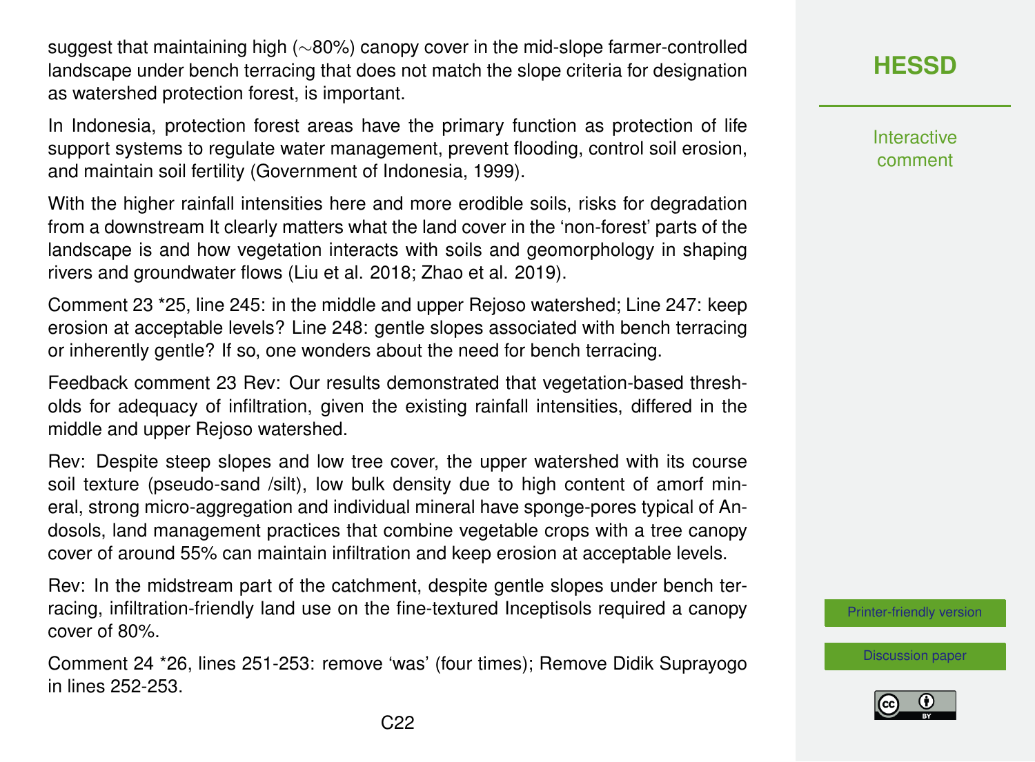suggest that maintaining high (∼80%) canopy cover in the mid-slope farmer-controlled landscape under bench terracing that does not match the slope criteria for designation as watershed protection forest, is important.

In Indonesia, protection forest areas have the primary function as protection of life support systems to regulate water management, prevent flooding, control soil erosion, and maintain soil fertility (Government of Indonesia, 1999).

With the higher rainfall intensities here and more erodible soils, risks for degradation from a downstream It clearly matters what the land cover in the 'non-forest' parts of the landscape is and how vegetation interacts with soils and geomorphology in shaping rivers and groundwater flows (Liu et al. 2018; Zhao et al. 2019).

Comment 23 *25, line 245: in the middle and upper Rejoso watershed; Line 247: keep erosion at acceptable levels? Line 248: gentle slopes associated with bench terracing or inherently gentle? If so, one wonders about the need for bench terracing.

Feedback comment 23 Rev: Our results demonstrated that vegetation-based thresholds for adequacy of infiltration, given the existing rainfall intensities, differed in the middle and upper Rejoso watershed.

Rev: Despite steep slopes and low tree cover, the upper watershed with its course soil texture (pseudo-sand /silt), low bulk density due to high content of amorf mineral, strong micro-aggregation and individual mineral have sponge-pores typical of Andosols, land management practices that combine vegetable crops with a tree canopy cover of around 55% can maintain infiltration and keep erosion at acceptable levels.

Rev: In the midstream part of the catchment, despite gentle slopes under bench terracing, infiltration-friendly land use on the fine-textured Inceptisols required a canopy cover of 80%.

Comment 24 *26, lines 251-253: remove 'was' (four times); Remove Didik Suprayogo in lines 252-253.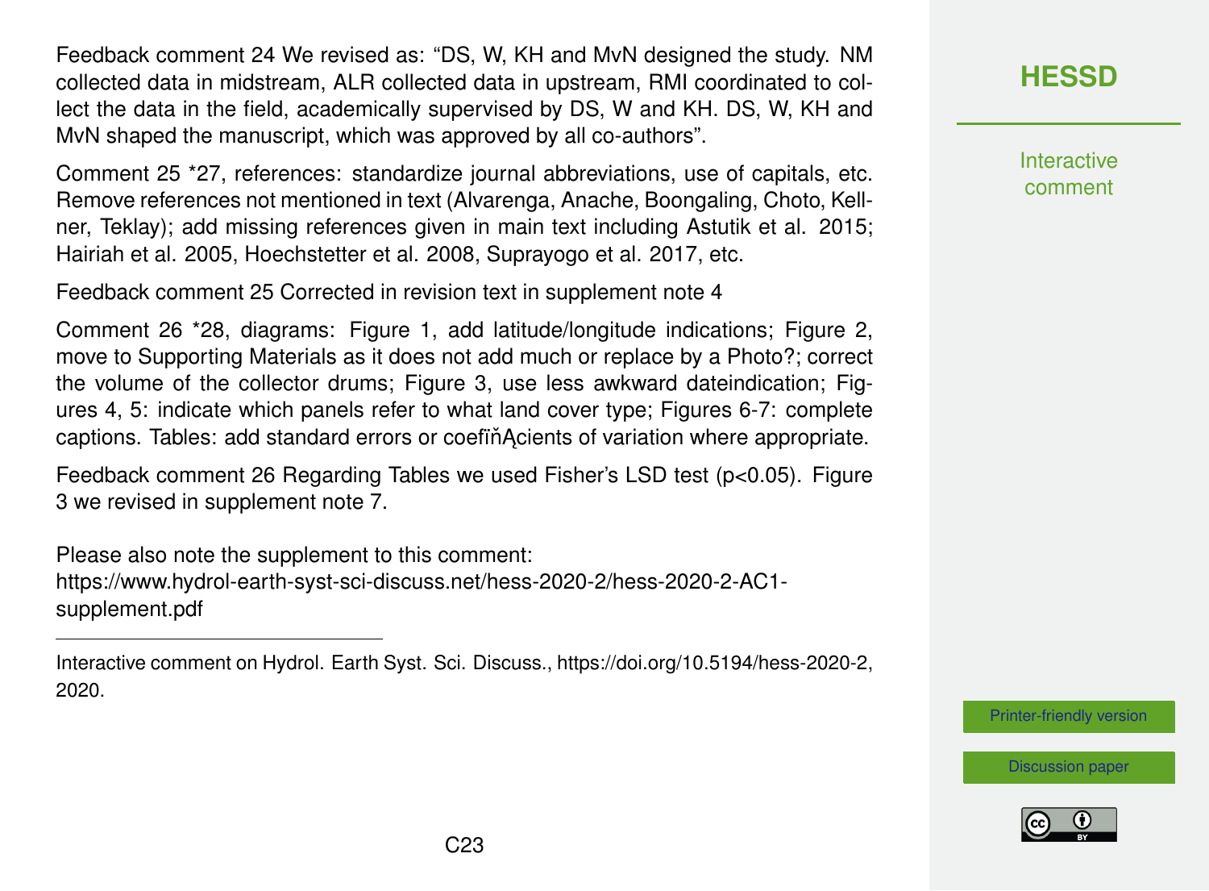Feedback comment 24 We revised as: “DS, W, KH and MvN designed the study. NM collected data in midstream, ALR collected data in upstream, RMI coordinated to collect the data in the field, academically supervised by DS, W and KH. DS, W, KH and MvN shaped the manuscript, which was approved by all co-authors”.

Comment 25 *27, references: standardize journal abbreviations, use of capitals, etc. Remove references not mentioned in text (Alvarenga, Anache, Boongaling, Choto, Kellner, Teklay); add missing references given in main text including Astutik et al. 2015; Hairiah et al. 2005, Hoechstetter et al. 2008, Suprayogo et al. 2017, etc.

Feedback comment 25 Corrected in revision text in supplement note 4

Comment 26 *28, diagrams: Figure 1, add latitude/longitude indications; Figure 2, move to Supporting Materials as it does not add much or replace by a Photo?; correct the volume of the collector drums; Figure 3, use less awkward dateindication; Figures 4, 5: indicate which panels refer to what land cover type; Figures 6-7: complete captions. Tables: add standard errors or coefïňĄcients of variation where appropriate.

Feedback comment 26 Regarding Tables we used Fisher’s LSD test ($p<0.05$). Figure 3 we revised in supplement note 7.

Please also note the supplement to this comment:
https://www.hydrol-earth-syst-sci-discuss.net/hess-2020-2/hess-2020-2-AC1-supplement.pdf

---

Interactive comment on Hydrol. Earth Syst. Sci. Discuss., https://doi.org/10.5194/hess-2020-2, 2020.